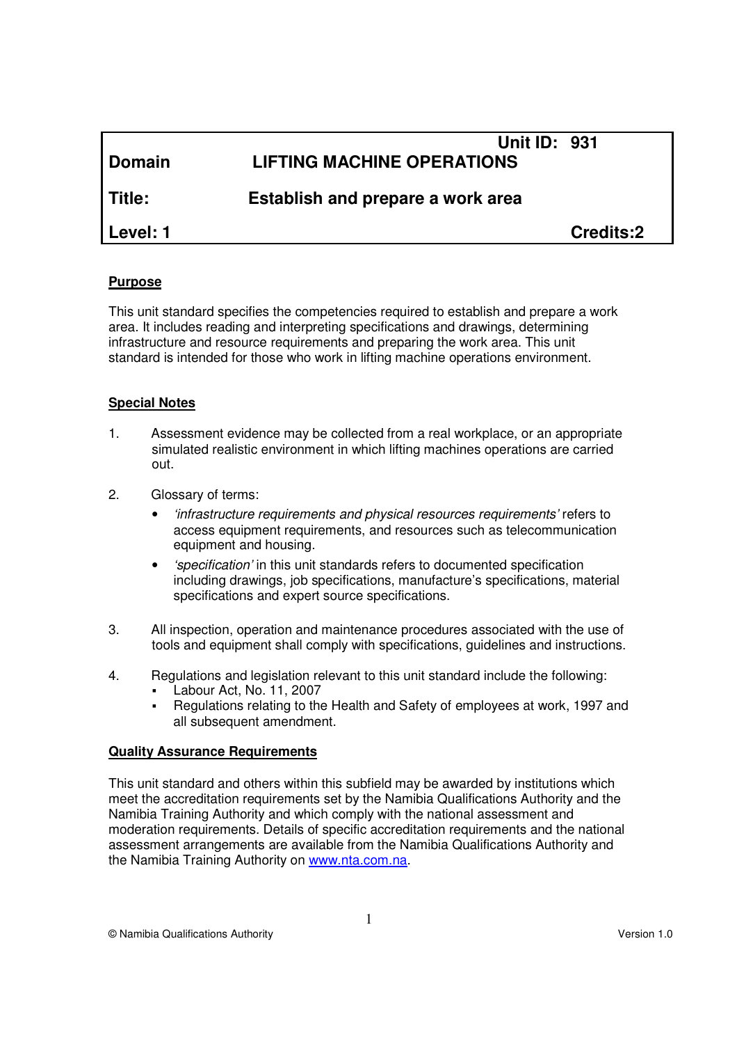| | | |
|---|---|---|
| | | **Unit ID: 931** |
| **Domain** | **LIFTING MACHINE OPERATIONS** | |
| **Title:** | **Establish and prepare a work area** | |
| **Level: 1** | | **Credits:2** |

**Purpose**

This unit standard specifies the competencies required to establish and prepare a work area. It includes reading and interpreting specifications and drawings, determining infrastructure and resource requirements and preparing the work area. This unit standard is intended for those who work in lifting machine operations environment.

**Special Notes**

1. Assessment evidence may be collected from a real workplace, or an appropriate simulated realistic environment in which lifting machines operations are carried out.

2. Glossary of terms:
   - *'infrastructure requirements and physical resources requirements'* refers to access equipment requirements, and resources such as telecommunication equipment and housing.
   - *'specification'* in this unit standards refers to documented specification including drawings, job specifications, manufacture's specifications, material specifications and expert source specifications.

3. All inspection, operation and maintenance procedures associated with the use of tools and equipment shall comply with specifications, guidelines and instructions.

4. Regulations and legislation relevant to this unit standard include the following:
   - Labour Act, No. 11, 2007
   - Regulations relating to the Health and Safety of employees at work, 1997 and all subsequent amendment.

**Quality Assurance Requirements**

This unit standard and others within this subfield may be awarded by institutions which meet the accreditation requirements set by the Namibia Qualifications Authority and the Namibia Training Authority and which comply with the national assessment and moderation requirements. Details of specific accreditation requirements and the national assessment arrangements are available from the Namibia Qualifications Authority and the Namibia Training Authority on www.nta.com.na.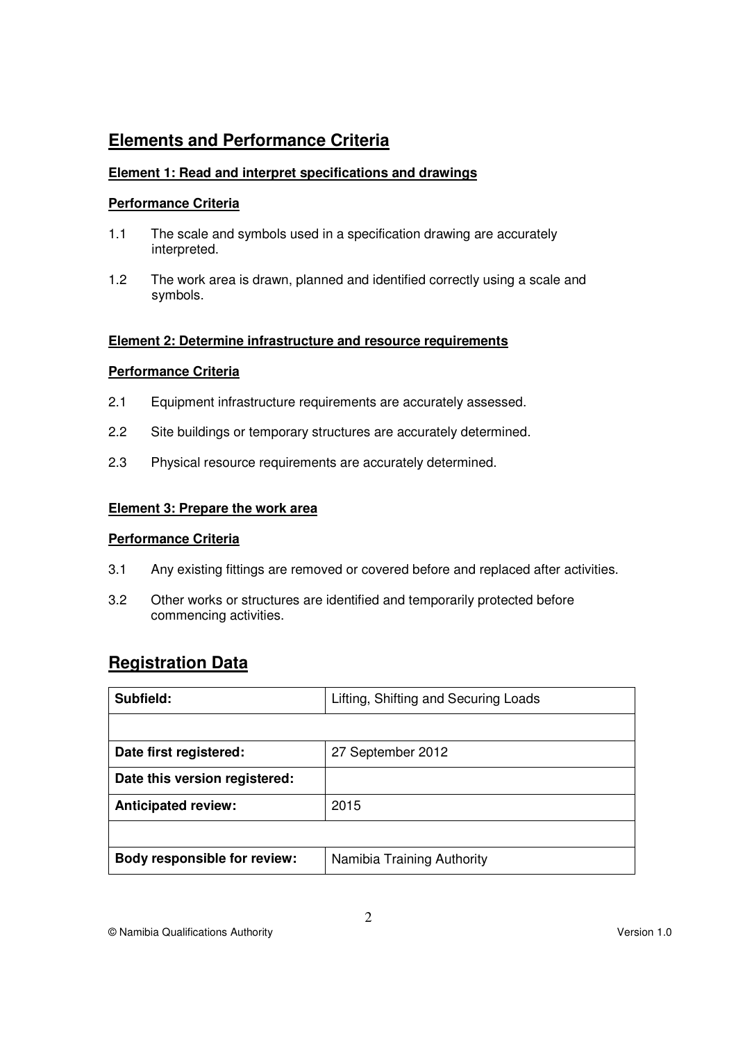## Elements and Performance Criteria

**Element 1: Read and interpret specifications and drawings**

**Performance Criteria**

1.1 The scale and symbols used in a specification drawing are accurately interpreted.

1.2 The work area is drawn, planned and identified correctly using a scale and symbols.

**Element 2: Determine infrastructure and resource requirements**

**Performance Criteria**

2.1 Equipment infrastructure requirements are accurately assessed.

2.2 Site buildings or temporary structures are accurately determined.

2.3 Physical resource requirements are accurately determined.

**Element 3: Prepare the work area**

**Performance Criteria**

3.1 Any existing fittings are removed or covered before and replaced after activities.

3.2 Other works or structures are identified and temporarily protected before commencing activities.

## Registration Data

| | |
|---|---|
| **Subfield:** | Lifting, Shifting and Securing Loads |
| | |
| **Date first registered:** | 27 September 2012 |
| **Date this version registered:** | |
| **Anticipated review:** | 2015 |
| | |
| **Body responsible for review:** | Namibia Training Authority |